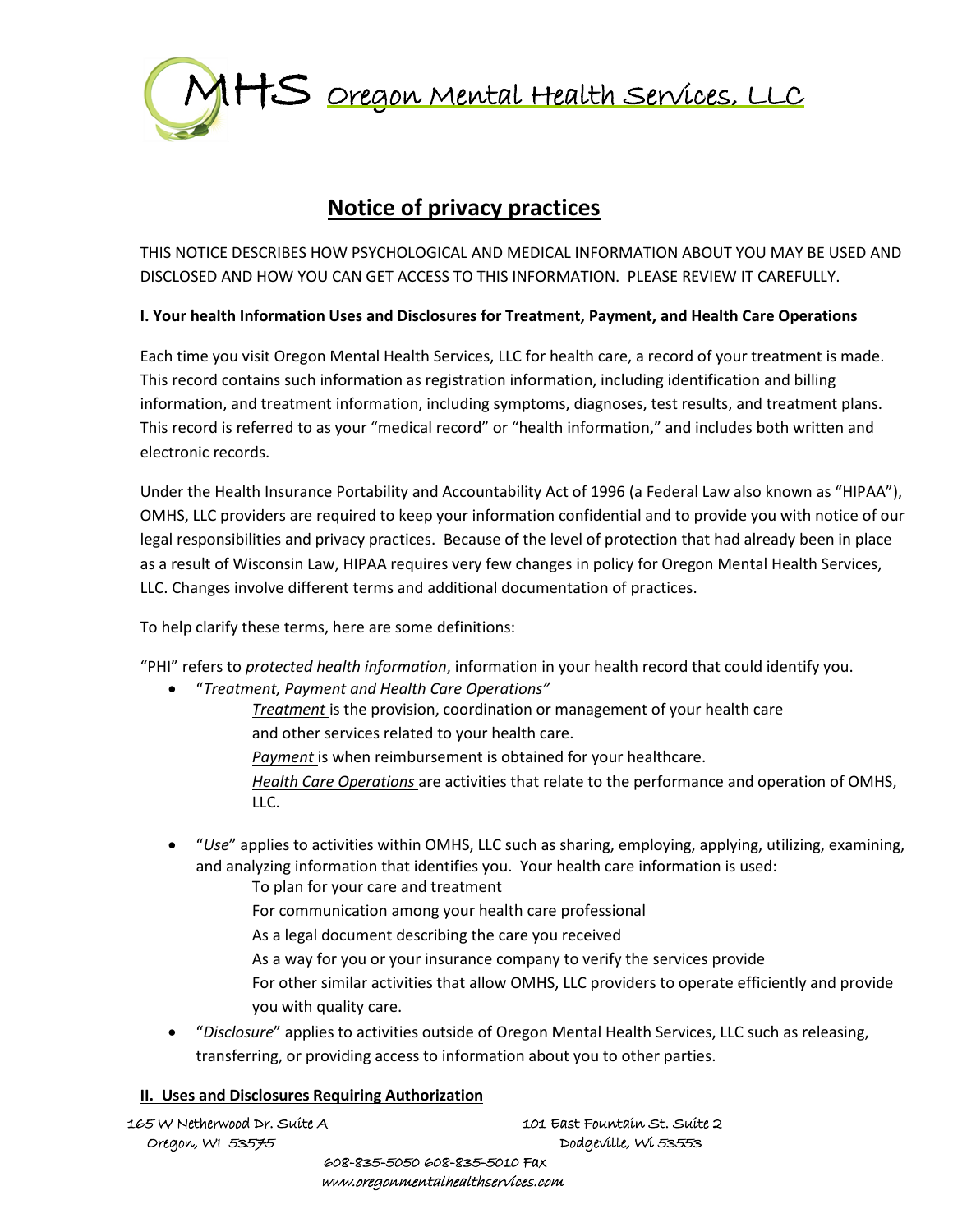# MHS Oregon Mental Health Services, LLC

## Notice of privacy practices

THIS NOTICE DESCRIBES HOW PSYCHOLOGICAL AND MEDICAL INFORMATION ABOUT YOU MAY BE USED AND DISCLOSED AND HOW YOU CAN GET ACCESS TO THIS INFORMATION. PLEASE REVIEW IT CAREFULLY.

### I. Your health Information Uses and Disclosures for Treatment, Payment, and Health Care Operations

Each time you visit Oregon Mental Health Services, LLC for health care, a record of your treatment is made. This record contains such information as registration information, including identification and billing information, and treatment information, including symptoms, diagnoses, test results, and treatment plans. This record is referred to as your "medical record" or "health information," and includes both written and electronic records.

Under the Health Insurance Portability and Accountability Act of 1996 (a Federal Law also known as "HIPAA"), OMHS, LLC providers are required to keep your information confidential and to provide you with notice of our legal responsibilities and privacy practices. Because of the level of protection that had already been in place as a result of Wisconsin Law, HIPAA requires very few changes in policy for Oregon Mental Health Services, LLC. Changes involve different terms and additional documentation of practices.

To help clarify these terms, here are some definitions:

"PHI" refers to *protected health information*, information in your health record that could identify you.

- "*Treatment, Payment and Health Care Operations"*

  *Treatment* is the provision, coordination or management of your health care and other services related to your health care.

  *Payment* is when reimbursement is obtained for your healthcare.

  *Health Care Operations* are activities that relate to the performance and operation of OMHS, LLC.

- "*Use*" applies to activities within OMHS, LLC such as sharing, employing, applying, utilizing, examining, and analyzing information that identifies you. Your health care information is used:

  To plan for your care and treatment

  For communication among your health care professional

  As a legal document describing the care you received

  As a way for you or your insurance company to verify the services provide

  For other similar activities that allow OMHS, LLC providers to operate efficiently and provide you with quality care.

- "*Disclosure*" applies to activities outside of Oregon Mental Health Services, LLC such as releasing, transferring, or providing access to information about you to other parties.

### II. Uses and Disclosures Requiring Authorization

165 W Netherwood Dr. Suite A
Oregon, WI 53575

101 East Fountain St. Suite 2
Dodgeville, Wi 53553

608-835-5050 608-835-5010 Fax
www.oregonmentalhealthservices.com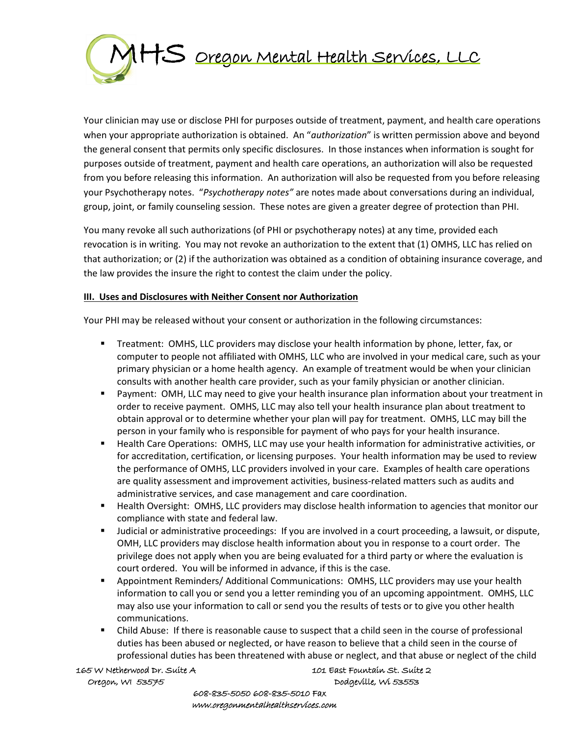Your clinician may use or disclose PHI for purposes outside of treatment, payment, and health care operations when your appropriate authorization is obtained. An "*authorization*" is written permission above and beyond the general consent that permits only specific disclosures. In those instances when information is sought for purposes outside of treatment, payment and health care operations, an authorization will also be requested from you before releasing this information. An authorization will also be requested from you before releasing your Psychotherapy notes. "*Psychotherapy notes"* are notes made about conversations during an individual, group, joint, or family counseling session. These notes are given a greater degree of protection than PHI.

You many revoke all such authorizations (of PHI or psychotherapy notes) at any time, provided each revocation is in writing. You may not revoke an authorization to the extent that (1) OMHS, LLC has relied on that authorization; or (2) if the authorization was obtained as a condition of obtaining insurance coverage, and the law provides the insure the right to contest the claim under the policy.

**III. Uses and Disclosures with Neither Consent nor Authorization**

Your PHI may be released without your consent or authorization in the following circumstances:

- Treatment: OMHS, LLC providers may disclose your health information by phone, letter, fax, or computer to people not affiliated with OMHS, LLC who are involved in your medical care, such as your primary physician or a home health agency. An example of treatment would be when your clinician consults with another health care provider, such as your family physician or another clinician.
- Payment: OMH, LLC may need to give your health insurance plan information about your treatment in order to receive payment. OMHS, LLC may also tell your health insurance plan about treatment to obtain approval or to determine whether your plan will pay for treatment. OMHS, LLC may bill the person in your family who is responsible for payment of who pays for your health insurance.
- Health Care Operations: OMHS, LLC may use your health information for administrative activities, or for accreditation, certification, or licensing purposes. Your health information may be used to review the performance of OMHS, LLC providers involved in your care. Examples of health care operations are quality assessment and improvement activities, business-related matters such as audits and administrative services, and case management and care coordination.
- Health Oversight: OMHS, LLC providers may disclose health information to agencies that monitor our compliance with state and federal law.
- Judicial or administrative proceedings: If you are involved in a court proceeding, a lawsuit, or dispute, OMH, LLC providers may disclose health information about you in response to a court order. The privilege does not apply when you are being evaluated for a third party or where the evaluation is court ordered. You will be informed in advance, if this is the case.
- Appointment Reminders/ Additional Communications: OMHS, LLC providers may use your health information to call you or send you a letter reminding you of an upcoming appointment. OMHS, LLC may also use your information to call or send you the results of tests or to give you other health communications.
- Child Abuse: If there is reasonable cause to suspect that a child seen in the course of professional duties has been abused or neglected, or have reason to believe that a child seen in the course of professional duties has been threatened with abuse or neglect, and that abuse or neglect of the child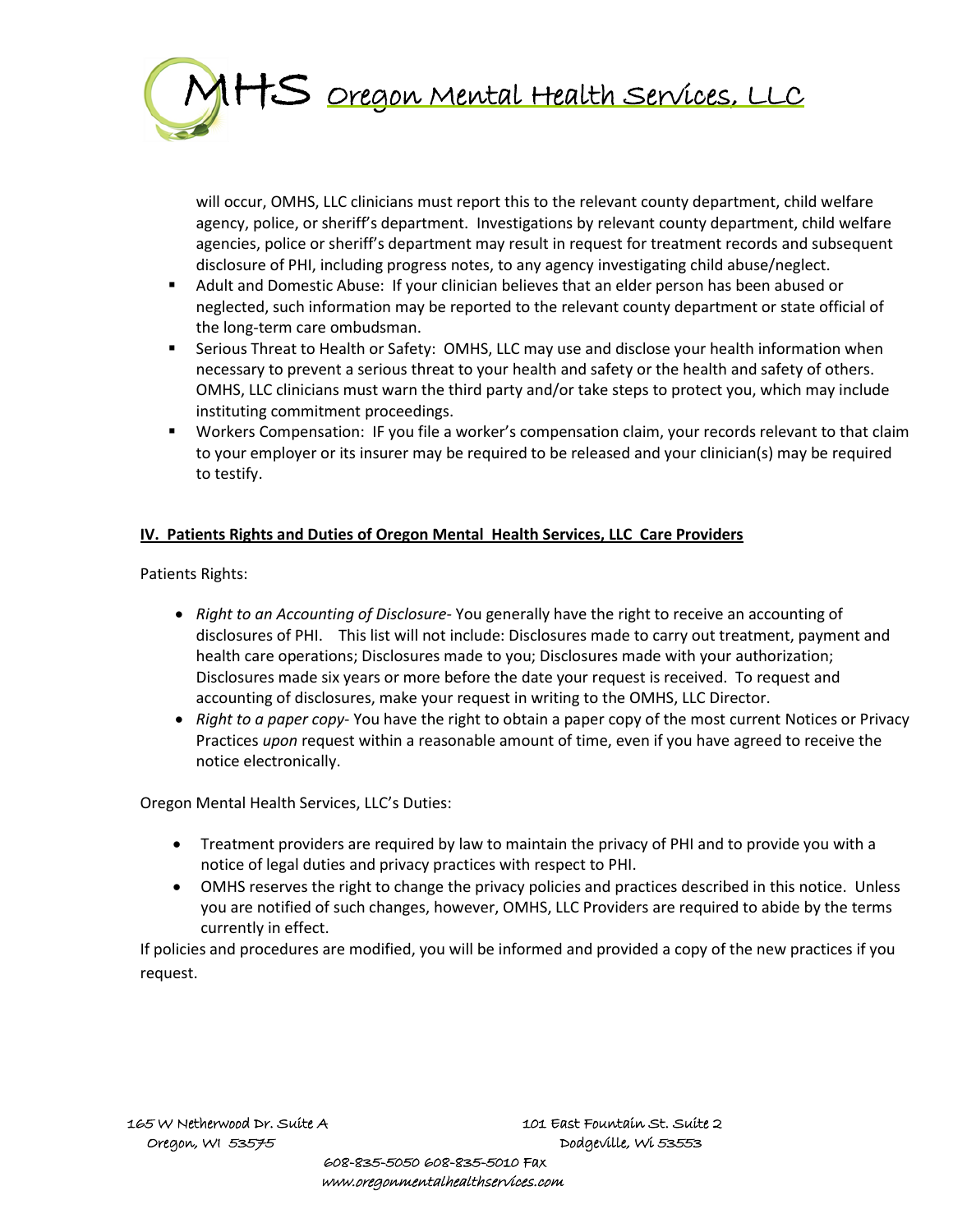will occur, OMHS, LLC clinicians must report this to the relevant county department, child welfare agency, police, or sheriff's department. Investigations by relevant county department, child welfare agencies, police or sheriff's department may result in request for treatment records and subsequent disclosure of PHI, including progress notes, to any agency investigating child abuse/neglect.

- Adult and Domestic Abuse: If your clinician believes that an elder person has been abused or neglected, such information may be reported to the relevant county department or state official of the long-term care ombudsman.
- Serious Threat to Health or Safety: OMHS, LLC may use and disclose your health information when necessary to prevent a serious threat to your health and safety or the health and safety of others. OMHS, LLC clinicians must warn the third party and/or take steps to protect you, which may include instituting commitment proceedings.
- Workers Compensation: IF you file a worker's compensation claim, your records relevant to that claim to your employer or its insurer may be required to be released and your clinician(s) may be required to testify.

**IV. Patients Rights and Duties of Oregon Mental Health Services, LLC Care Providers**

Patients Rights:

- *Right to an Accounting of Disclosure*- You generally have the right to receive an accounting of disclosures of PHI. This list will not include: Disclosures made to carry out treatment, payment and health care operations; Disclosures made to you; Disclosures made with your authorization; Disclosures made six years or more before the date your request is received. To request and accounting of disclosures, make your request in writing to the OMHS, LLC Director.
- *Right to a paper copy*- You have the right to obtain a paper copy of the most current Notices or Privacy Practices *upon* request within a reasonable amount of time, even if you have agreed to receive the notice electronically.

Oregon Mental Health Services, LLC's Duties:

- Treatment providers are required by law to maintain the privacy of PHI and to provide you with a notice of legal duties and privacy practices with respect to PHI.
- OMHS reserves the right to change the privacy policies and practices described in this notice. Unless you are notified of such changes, however, OMHS, LLC Providers are required to abide by the terms currently in effect.

If policies and procedures are modified, you will be informed and provided a copy of the new practices if you request.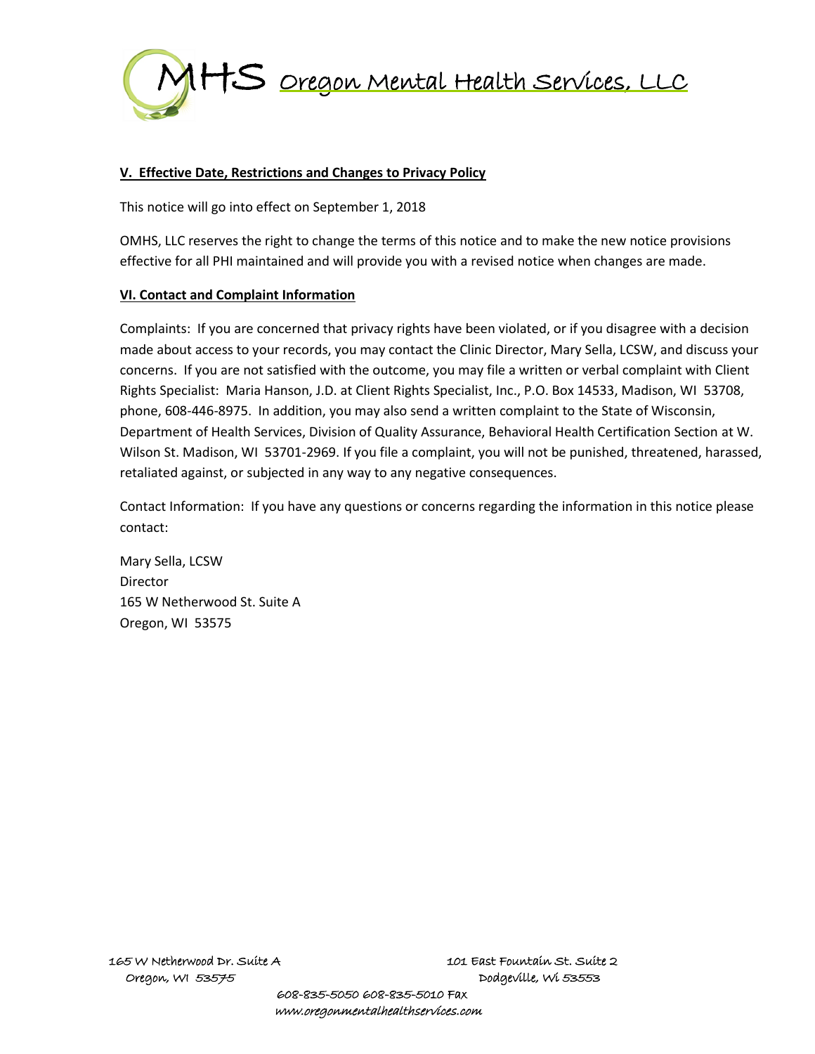### V. Effective Date, Restrictions and Changes to Privacy Policy

This notice will go into effect on September 1, 2018

OMHS, LLC reserves the right to change the terms of this notice and to make the new notice provisions effective for all PHI maintained and will provide you with a revised notice when changes are made.

### VI. Contact and Complaint Information

Complaints: If you are concerned that privacy rights have been violated, or if you disagree with a decision made about access to your records, you may contact the Clinic Director, Mary Sella, LCSW, and discuss your concerns. If you are not satisfied with the outcome, you may file a written or verbal complaint with Client Rights Specialist: Maria Hanson, J.D. at Client Rights Specialist, Inc., P.O. Box 14533, Madison, WI 53708, phone, 608-446-8975. In addition, you may also send a written complaint to the State of Wisconsin, Department of Health Services, Division of Quality Assurance, Behavioral Health Certification Section at W. Wilson St. Madison, WI 53701-2969. If you file a complaint, you will not be punished, threatened, harassed, retaliated against, or subjected in any way to any negative consequences.

Contact Information: If you have any questions or concerns regarding the information in this notice please contact:

Mary Sella, LCSW
Director
165 W Netherwood St. Suite A
Oregon, WI 53575